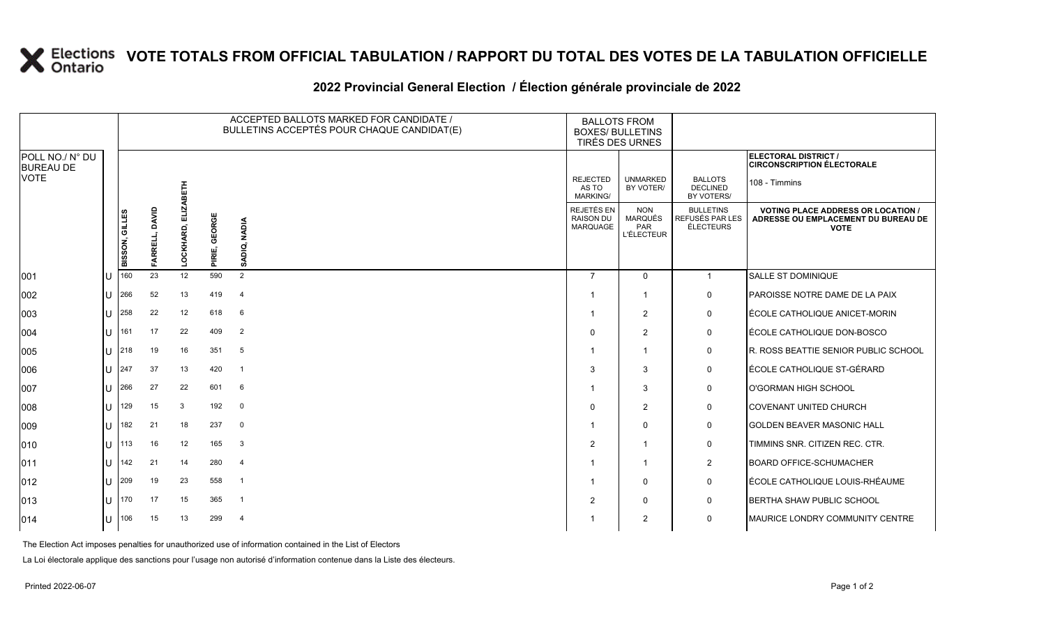# VOTE TOTALS FROM OFFICIAL TABULATION / RAPPORT DU TOTAL DES VOTES DE LA TABULATION OFFICIELLE

## 2022 Provincial General Election / Élection générale provinciale de 2022

ELECTORAL DISTRICT / CIRCONSCRIPTION ÉLECTORALE: 108 - Timmins

| POLL NO./ N° DU BUREAU DE VOTE | | ACCEPTED BALLOTS MARKED FOR CANDIDATE / BULLETINS ACCEPTÉS POUR CHAQUE CANDIDAT(E) | | | | | BALLOTS FROM BOXES/ BULLETINS TIRÉS DES URNES | | | |
|---|---|---|---|---|---|---|---|---|---|---|
| | | BISSON, GILLES | FARRELL, DAVID | LOCKHARD, ELIZABETH | PIRIE, GEORGE | SADIQ, NADIA | REJECTED AS TO MARKING/ REJETÉS EN RAISON DU MARQUAGE | UNMARKED BY VOTER/ NON MARQUÉS PAR L'ÉLECTEUR | BALLOTS DECLINED BY VOTERS/ BULLETINS REFUSÉS PAR LES ÉLECTEURS | VOTING PLACE ADDRESS OR LOCATION / ADRESSE OU EMPLACEMENT DU BUREAU DE VOTE |
| 001 | U | 160 | 23 | 12 | 590 | 2 | 7 | 0 | 1 | SALLE ST DOMINIQUE |
| 002 | U | 266 | 52 | 13 | 419 | 4 | 1 | 1 | 0 | PAROISSE NOTRE DAME DE LA PAIX |
| 003 | U | 258 | 22 | 12 | 618 | 6 | 1 | 2 | 0 | ÉCOLE CATHOLIQUE ANICET-MORIN |
| 004 | U | 161 | 17 | 22 | 409 | 2 | 0 | 2 | 0 | ÉCOLE CATHOLIQUE DON-BOSCO |
| 005 | U | 218 | 19 | 16 | 351 | 5 | 1 | 1 | 0 | R. ROSS BEATTIE SENIOR PUBLIC SCHOOL |
| 006 | U | 247 | 37 | 13 | 420 | 1 | 3 | 3 | 0 | ÉCOLE CATHOLIQUE ST-GÉRARD |
| 007 | U | 266 | 27 | 22 | 601 | 6 | 1 | 3 | 0 | O'GORMAN HIGH SCHOOL |
| 008 | U | 129 | 15 | 3 | 192 | 0 | 0 | 2 | 0 | COVENANT UNITED CHURCH |
| 009 | U | 182 | 21 | 18 | 237 | 0 | 1 | 0 | 0 | GOLDEN BEAVER MASONIC HALL |
| 010 | U | 113 | 16 | 12 | 165 | 3 | 2 | 1 | 0 | TIMMINS SNR. CITIZEN REC. CTR. |
| 011 | U | 142 | 21 | 14 | 280 | 4 | 1 | 1 | 2 | BOARD OFFICE-SCHUMACHER |
| 012 | U | 209 | 19 | 23 | 558 | 1 | 1 | 0 | 0 | ÉCOLE CATHOLIQUE LOUIS-RHÉAUME |
| 013 | U | 170 | 17 | 15 | 365 | 1 | 2 | 0 | 0 | BERTHA SHAW PUBLIC SCHOOL |
| 014 | U | 106 | 15 | 13 | 299 | 4 | 1 | 2 | 0 | MAURICE LONDRY COMMUNITY CENTRE |

The Election Act imposes penalties for unauthorized use of information contained in the List of Electors

La Loi électorale applique des sanctions pour l'usage non autorisé d'information contenue dans la Liste des électeurs.

Printed 2022-06-07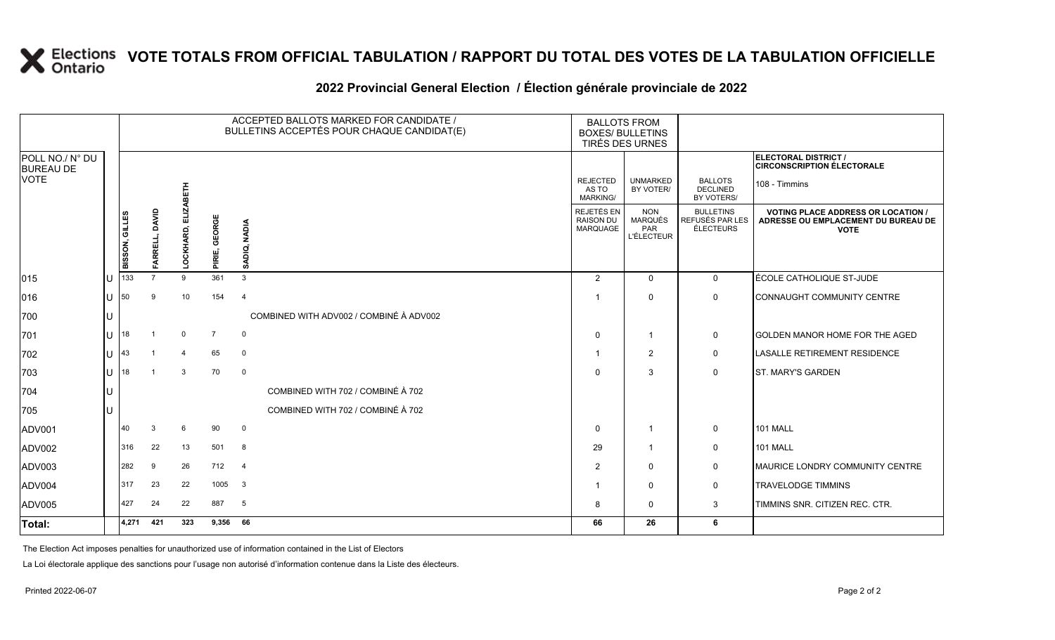# VOTE TOTALS FROM OFFICIAL TABULATION / RAPPORT DU TOTAL DES VOTES DE LA TABULATION OFFICIELLE

## 2022 Provincial General Election / Élection générale provinciale de 2022

| POLL NO./ N° DU BUREAU DE VOTE | | ACCEPTED BALLOTS MARKED FOR CANDIDATE / BULLETINS ACCEPTÉS POUR CHAQUE CANDIDAT(E) | | | | | BALLOTS FROM BOXES/ BULLETINS TIRÉS DES URNES | | | ELECTORAL DISTRICT / CIRCONSCRIPTION ÉLECTORALE 108 - Timmins |
|---|---|---|---|---|---|---|---|---|---|---|
| | | BISSON, GILLES | FARRELL, DAVID | LOCKHARD, ELIZABETH | PIRIE, GEORGE | SADIQ, NADIA | REJECTED AS TO MARKING/ REJETÉS EN RAISON DU MARQUAGE | UNMARKED BY VOTER/ NON MARQUÉS PAR L'ÉLECTEUR | BALLOTS DECLINED BY VOTERS/ BULLETINS REFUSÉS PAR LES ÉLECTEURS | VOTING PLACE ADDRESS OR LOCATION / ADRESSE OU EMPLACEMENT DU BUREAU DE VOTE |
| 015 | U | 133 | 7 | 9 | 361 | 3 | 2 | 0 | 0 | ÉCOLE CATHOLIQUE ST-JUDE |
| 016 | U | 50 | 9 | 10 | 154 | 4 | 1 | 0 | 0 | CONNAUGHT COMMUNITY CENTRE |
| 700 | U | COMBINED WITH ADV002 / COMBINÉ À ADV002 | | | | | | | | |
| 701 | U | 18 | 1 | 0 | 7 | 0 | 0 | 1 | 0 | GOLDEN MANOR HOME FOR THE AGED |
| 702 | U | 43 | 1 | 4 | 65 | 0 | 1 | 2 | 0 | LASALLE RETIREMENT RESIDENCE |
| 703 | U | 18 | 1 | 3 | 70 | 0 | 0 | 3 | 0 | ST. MARY'S GARDEN |
| 704 | U | COMBINED WITH 702 / COMBINÉ À 702 | | | | | | | | |
| 705 | U | COMBINED WITH 702 / COMBINÉ À 702 | | | | | | | | |
| ADV001 | | 40 | 3 | 6 | 90 | 0 | 0 | 1 | 0 | 101 MALL |
| ADV002 | | 316 | 22 | 13 | 501 | 8 | 29 | 1 | 0 | 101 MALL |
| ADV003 | | 282 | 9 | 26 | 712 | 4 | 2 | 0 | 0 | MAURICE LONDRY COMMUNITY CENTRE |
| ADV004 | | 317 | 23 | 22 | 1005 | 3 | 1 | 0 | 0 | TRAVELODGE TIMMINS |
| ADV005 | | 427 | 24 | 22 | 887 | 5 | 8 | 0 | 3 | TIMMINS SNR. CITIZEN REC. CTR. |
| **Total:** | | **4,271** | **421** | **323** | **9,356** | **66** | **66** | **26** | **6** | |

The Election Act imposes penalties for unauthorized use of information contained in the List of Electors

La Loi électorale applique des sanctions pour l'usage non autorisé d'information contenue dans la Liste des électeurs.

Printed 2022-06-07